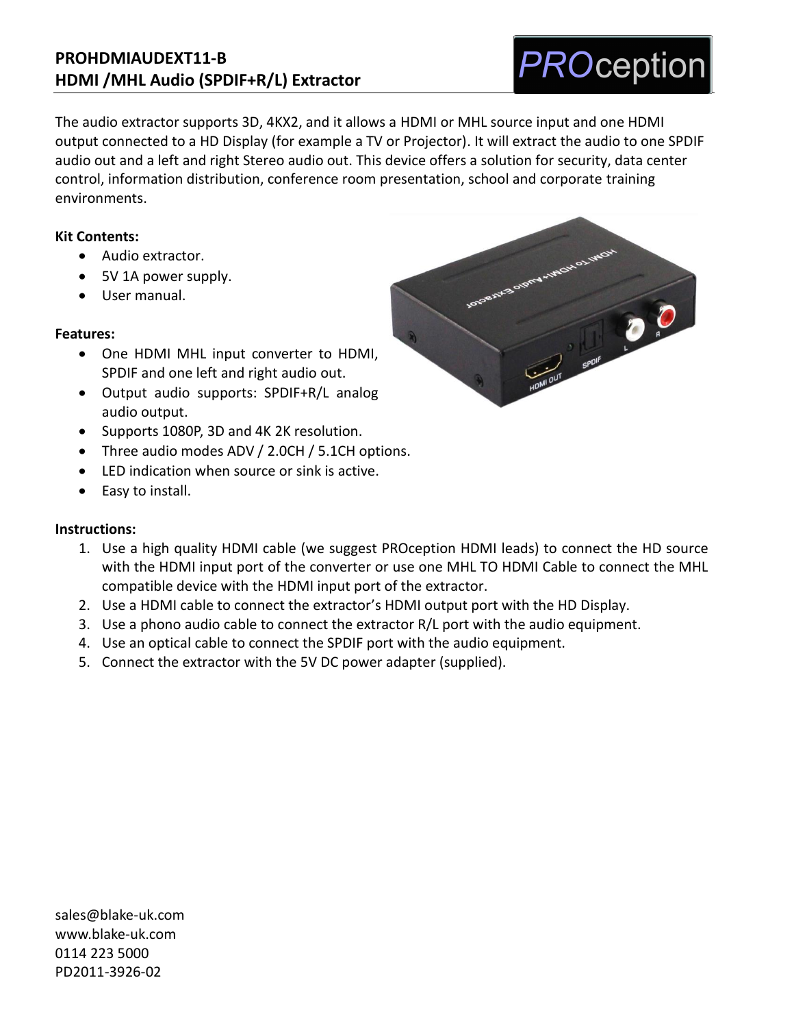**PROHDMIAUDEXT11-B**
**HDMI /MHL Audio (SPDIF+R/L) Extractor**

PROception

The audio extractor supports 3D, 4KX2, and it allows a HDMI or MHL source input and one HDMI output connected to a HD Display (for example a TV or Projector). It will extract the audio to one SPDIF audio out and a left and right Stereo audio out. This device offers a solution for security, data center control, information distribution, conference room presentation, school and corporate training environments.

**Kit Contents:**

- Audio extractor.
- 5V 1A power supply.
- User manual.

**Features:**

- One HDMI MHL input converter to HDMI, SPDIF and one left and right audio out.
- Output audio supports: SPDIF+R/L analog audio output.
- Supports 1080P, 3D and 4K 2K resolution.
- Three audio modes ADV / 2.0CH / 5.1CH options.
- LED indication when source or sink is active.
- Easy to install.

**Instructions:**

1. Use a high quality HDMI cable (we suggest PROception HDMI leads) to connect the HD source with the HDMI input port of the converter or use one MHL TO HDMI Cable to connect the MHL compatible device with the HDMI input port of the extractor.
2. Use a HDMI cable to connect the extractor's HDMI output port with the HD Display.
3. Use a phono audio cable to connect the extractor R/L port with the audio equipment.
4. Use an optical cable to connect the SPDIF port with the audio equipment.
5. Connect the extractor with the 5V DC power adapter (supplied).

sales@blake-uk.com
www.blake-uk.com
0114 223 5000
PD2011-3926-02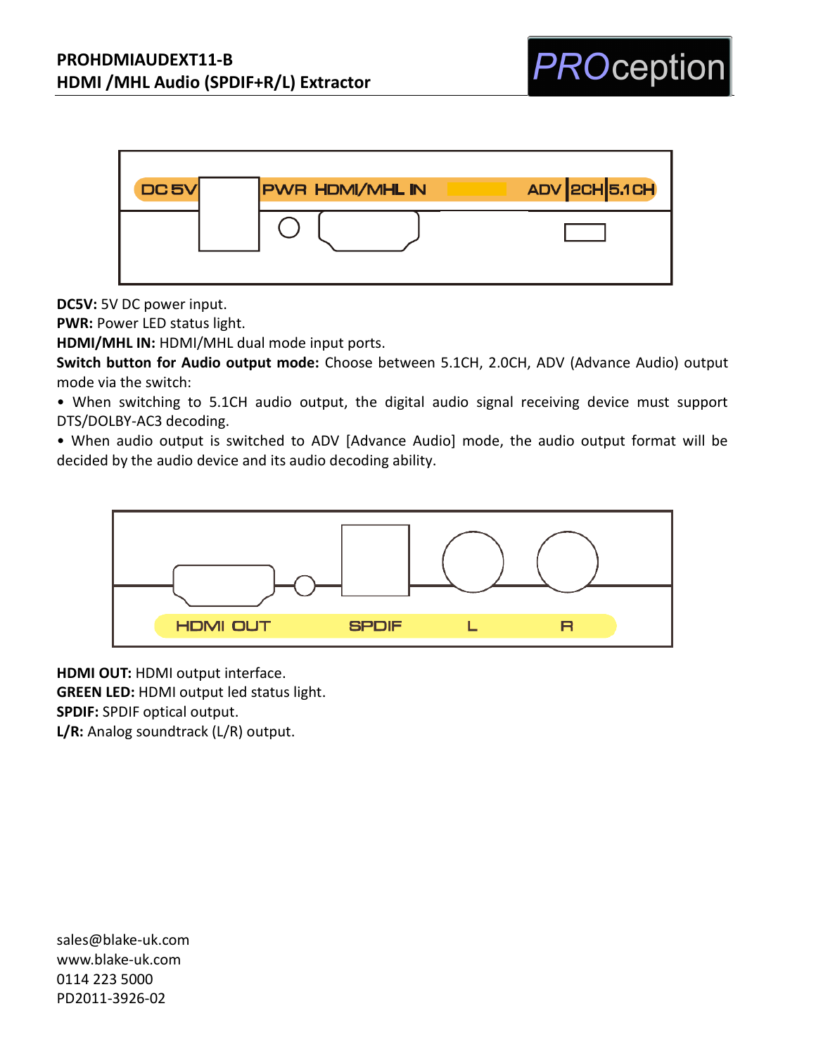DC 5V PWR HDMI/MHL IN ADV 2CH 5.1CH

**DC5V:** 5V DC power input.
**PWR:** Power LED status light.
**HDMI/MHL IN:** HDMI/MHL dual mode input ports.
**Switch button for Audio output mode:** Choose between 5.1CH, 2.0CH, ADV (Advance Audio) output mode via the switch:

• When switching to 5.1CH audio output, the digital audio signal receiving device must support DTS/DOLBY-AC3 decoding.

• When audio output is switched to ADV [Advance Audio] mode, the audio output format will be decided by the audio device and its audio decoding ability.

HDMI OUT SPDIF L R

**HDMI OUT:** HDMI output interface.
**GREEN LED:** HDMI output led status light.
**SPDIF:** SPDIF optical output.
**L/R:** Analog soundtrack (L/R) output.

sales@blake-uk.com
www.blake-uk.com
0114 223 5000
PD2011-3926-02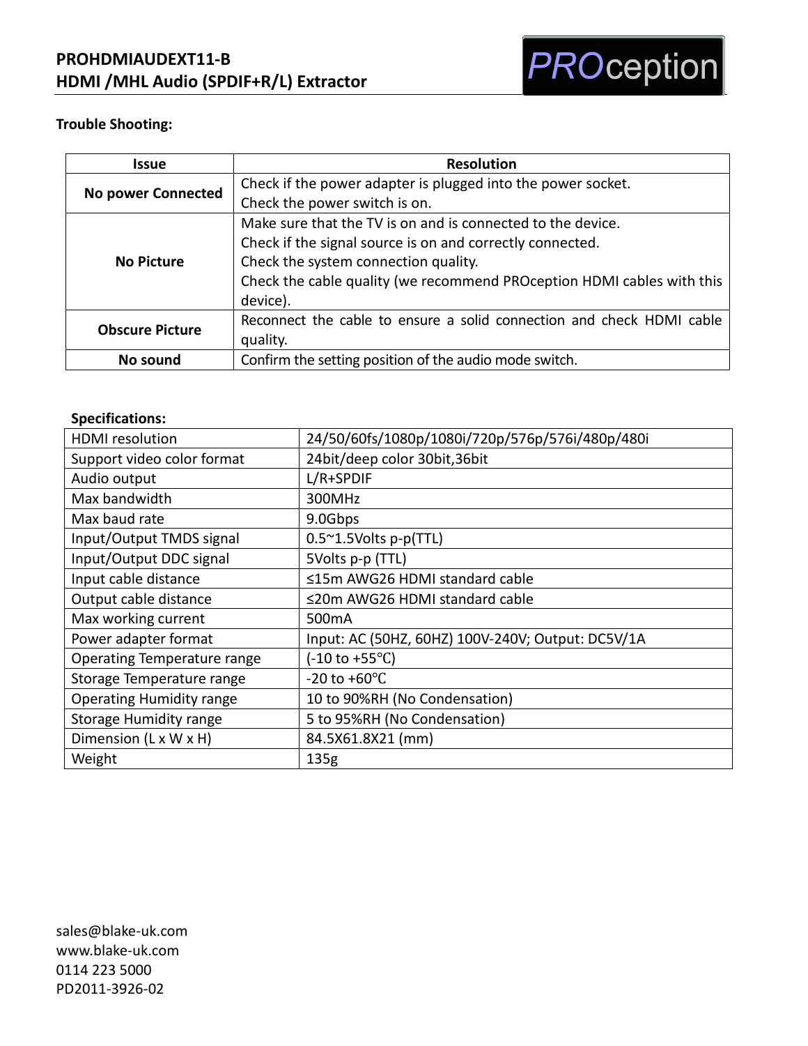**Trouble Shooting:**

| Issue | Resolution |
|---|---|
| **No power Connected** | Check if the power adapter is plugged into the power socket.<br>Check the power switch is on. |
| **No Picture** | Make sure that the TV is on and is connected to the device.<br>Check if the signal source is on and correctly connected.<br>Check the system connection quality.<br>Check the cable quality (we recommend PROception HDMI cables with this device). |
| **Obscure Picture** | Reconnect the cable to ensure a solid connection and check HDMI cable quality. |
| **No sound** | Confirm the setting position of the audio mode switch. |

**Specifications:**

| | |
|---|---|
| HDMI resolution | 24/50/60fs/1080p/1080i/720p/576p/576i/480p/480i |
| Support video color format | 24bit/deep color 30bit,36bit |
| Audio output | L/R+SPDIF |
| Max bandwidth | 300MHz |
| Max baud rate | 9.0Gbps |
| Input/Output TMDS signal | 0.5~1.5Volts p-p(TTL) |
| Input/Output DDC signal | 5Volts p-p (TTL) |
| Input cable distance | ≤15m AWG26 HDMI standard cable |
| Output cable distance | ≤20m AWG26 HDMI standard cable |
| Max working current | 500mA |
| Power adapter format | Input: AC (50HZ, 60HZ) 100V-240V; Output: DC5V/1A |
| Operating Temperature range | (-10 to +55℃) |
| Storage Temperature range | -20 to +60℃ |
| Operating Humidity range | 10 to 90%RH (No Condensation) |
| Storage Humidity range | 5 to 95%RH (No Condensation) |
| Dimension (L x W x H) | 84.5X61.8X21 (mm) |
| Weight | 135g |

sales@blake-uk.com
www.blake-uk.com
0114 223 5000
PD2011-3926-02